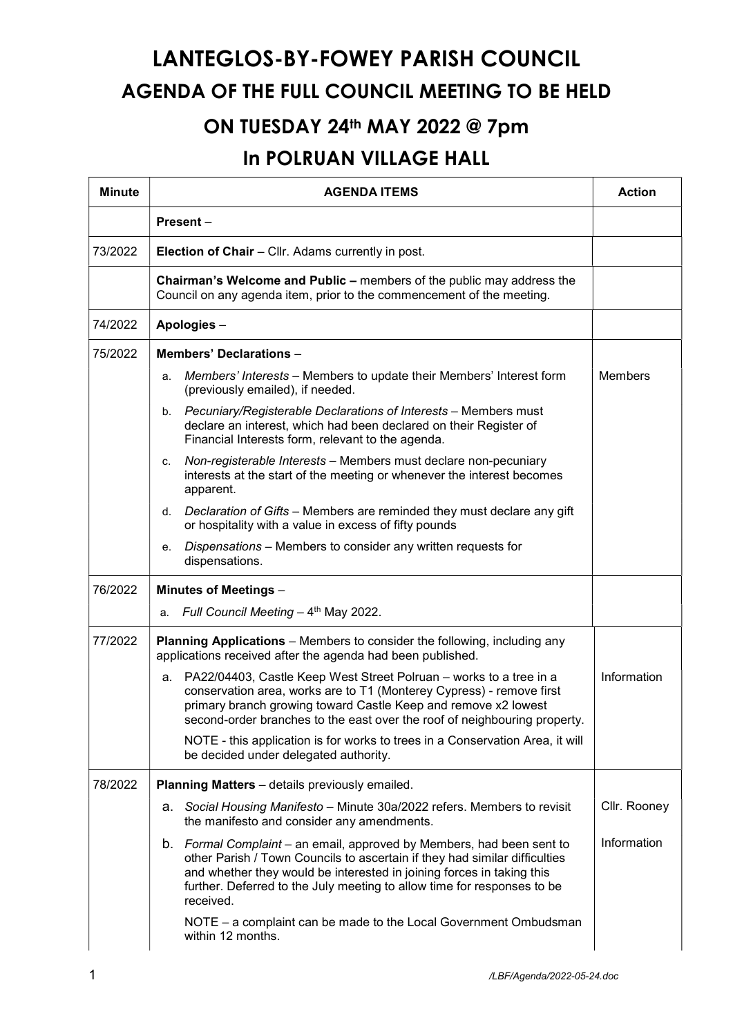# LANTEGLOS-BY-FOWEY PARISH COUNCIL

## AGENDA OF THE FULL COUNCIL MEETING TO BE HELD

## ON TUESDAY 24th MAY 2022 @ 7pm

## In POLRUAN VILLAGE HALL

| Minute | AGENDA ITEMS | Action |
|---|---|---|
| | **Present** – | |
| 73/2022 | **Election of Chair** – Cllr. Adams currently in post. | |
| | **Chairman's Welcome and Public –** members of the public may address the Council on any agenda item, prior to the commencement of the meeting. | |
| 74/2022 | **Apologies** – | |
| 75/2022 | **Members' Declarations** – | |
| | a. *Members' Interests* – Members to update their Members' Interest form (previously emailed), if needed. | Members |
| | b. *Pecuniary/Registerable Declarations of Interests* – Members must declare an interest, which had been declared on their Register of Financial Interests form, relevant to the agenda. | |
| | c. *Non-registerable Interests* – Members must declare non-pecuniary interests at the start of the meeting or whenever the interest becomes apparent. | |
| | d. *Declaration of Gifts* – Members are reminded they must declare any gift or hospitality with a value in excess of fifty pounds | |
| | e. *Dispensations* – Members to consider any written requests for dispensations. | |
| 76/2022 | **Minutes of Meetings** – | |
| | a. *Full Council Meeting* – 4th May 2022. | |
| 77/2022 | **Planning Applications** – Members to consider the following, including any applications received after the agenda had been published. | |
| | a. PA22/04403, Castle Keep West Street Polruan – works to a tree in a conservation area, works are to T1 (Monterey Cypress) - remove first primary branch growing toward Castle Keep and remove x2 lowest second-order branches to the east over the roof of neighbouring property. | Information |
| | NOTE - this application is for works to trees in a Conservation Area, it will be decided under delegated authority. | |
| 78/2022 | **Planning Matters** – details previously emailed. | |
| | a. *Social Housing Manifesto* – Minute 30a/2022 refers. Members to revisit the manifesto and consider any amendments. | Cllr. Rooney |
| | b. *Formal Complaint* – an email, approved by Members, had been sent to other Parish / Town Councils to ascertain if they had similar difficulties and whether they would be interested in joining forces in taking this further. Deferred to the July meeting to allow time for responses to be received. | Information |
| | NOTE – a complaint can be made to the Local Government Ombudsman within 12 months. | |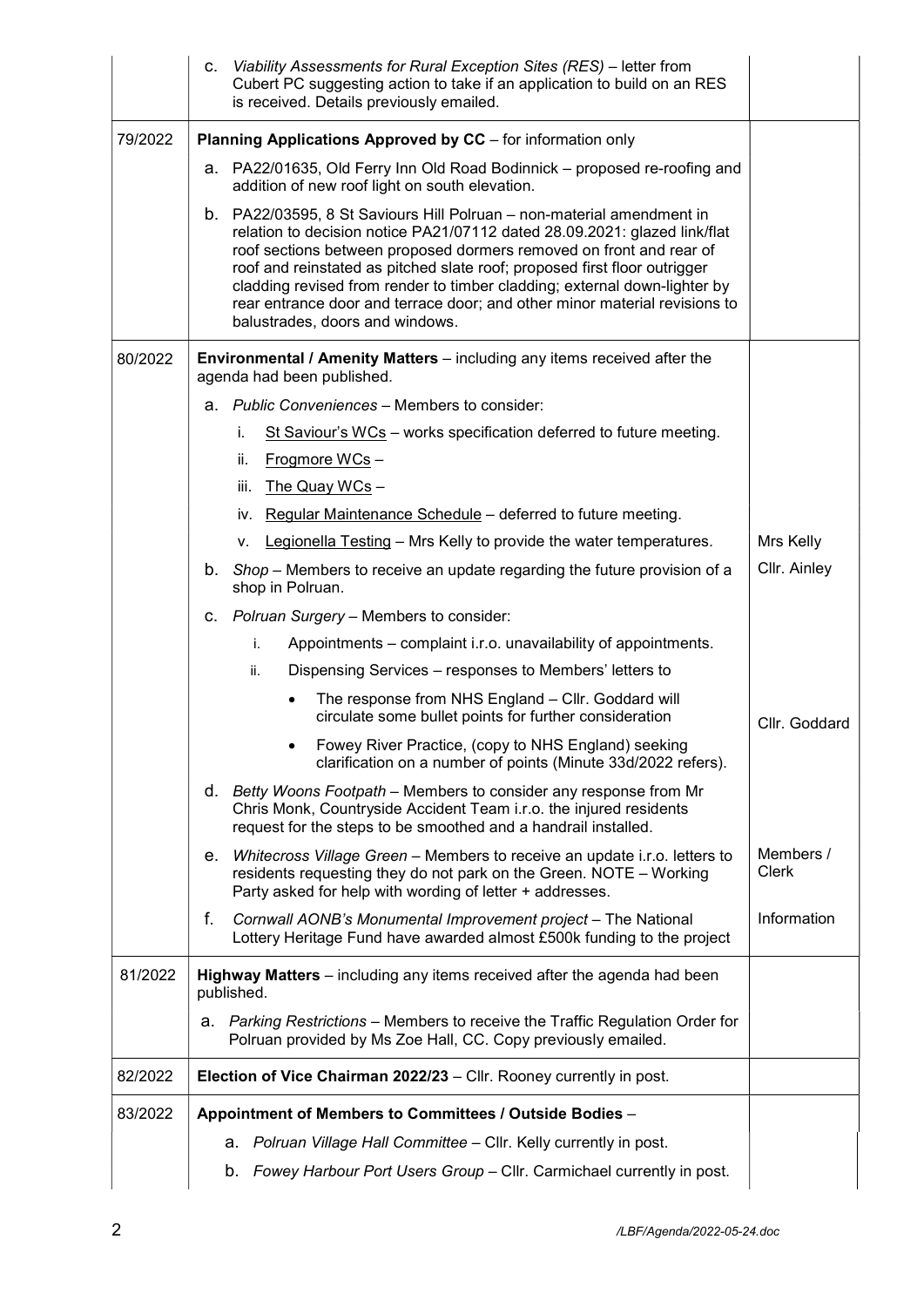| | | |
|---|---|---|
| | c. *Viability Assessments for Rural Exception Sites (RES)* – letter from Cubert PC suggesting action to take if an application to build on an RES is received. Details previously emailed. | |
| 79/2022 | **Planning Applications Approved by CC** – for information only | |
| | a. PA22/01635, Old Ferry Inn Old Road Bodinnick – proposed re-roofing and addition of new roof light on south elevation. | |
| | b. PA22/03595, 8 St Saviours Hill Polruan – non-material amendment in relation to decision notice PA21/07112 dated 28.09.2021: glazed link/flat roof sections between proposed dormers removed on front and rear of roof and reinstated as pitched slate roof; proposed first floor outrigger cladding revised from render to timber cladding; external down-lighter by rear entrance door and terrace door; and other minor material revisions to balustrades, doors and windows. | |
| 80/2022 | **Environmental / Amenity Matters** – including any items received after the agenda had been published. | |
| | a. *Public Conveniences* – Members to consider: | |
| | i. St Saviour's WCs – works specification deferred to future meeting. | |
| | ii. Frogmore WCs – | |
| | iii. The Quay WCs – | |
| | iv. Regular Maintenance Schedule – deferred to future meeting. | |
| | v. Legionella Testing – Mrs Kelly to provide the water temperatures. | Mrs Kelly |
| | b. *Shop* – Members to receive an update regarding the future provision of a shop in Polruan. | Cllr. Ainley |
| | c. *Polruan Surgery* – Members to consider: | |
| | i. Appointments – complaint i.r.o. unavailability of appointments. | |
| | ii. Dispensing Services – responses to Members' letters to<br>• The response from NHS England – Cllr. Goddard will circulate some bullet points for further consideration<br>• Fowey River Practice, (copy to NHS England) seeking clarification on a number of points (Minute 33d/2022 refers). | Cllr. Goddard |
| | d. *Betty Woons Footpath* – Members to consider any response from Mr Chris Monk, Countryside Accident Team i.r.o. the injured residents request for the steps to be smoothed and a handrail installed. | |
| | e. *Whitecross Village Green* – Members to receive an update i.r.o. letters to residents requesting they do not park on the Green. NOTE – Working Party asked for help with wording of letter + addresses. | Members / Clerk |
| | f. *Cornwall AONB's Monumental Improvement project* – The National Lottery Heritage Fund have awarded almost £500k funding to the project | Information |
| 81/2022 | **Highway Matters** – including any items received after the agenda had been published. | |
| | a. *Parking Restrictions* – Members to receive the Traffic Regulation Order for Polruan provided by Ms Zoe Hall, CC. Copy previously emailed. | |
| 82/2022 | **Election of Vice Chairman 2022/23** – Cllr. Rooney currently in post. | |
| 83/2022 | **Appointment of Members to Committees / Outside Bodies** – | |
| | a. *Polruan Village Hall Committee* – Cllr. Kelly currently in post. | |
| | b. *Fowey Harbour Port Users Group* – Cllr. Carmichael currently in post. | |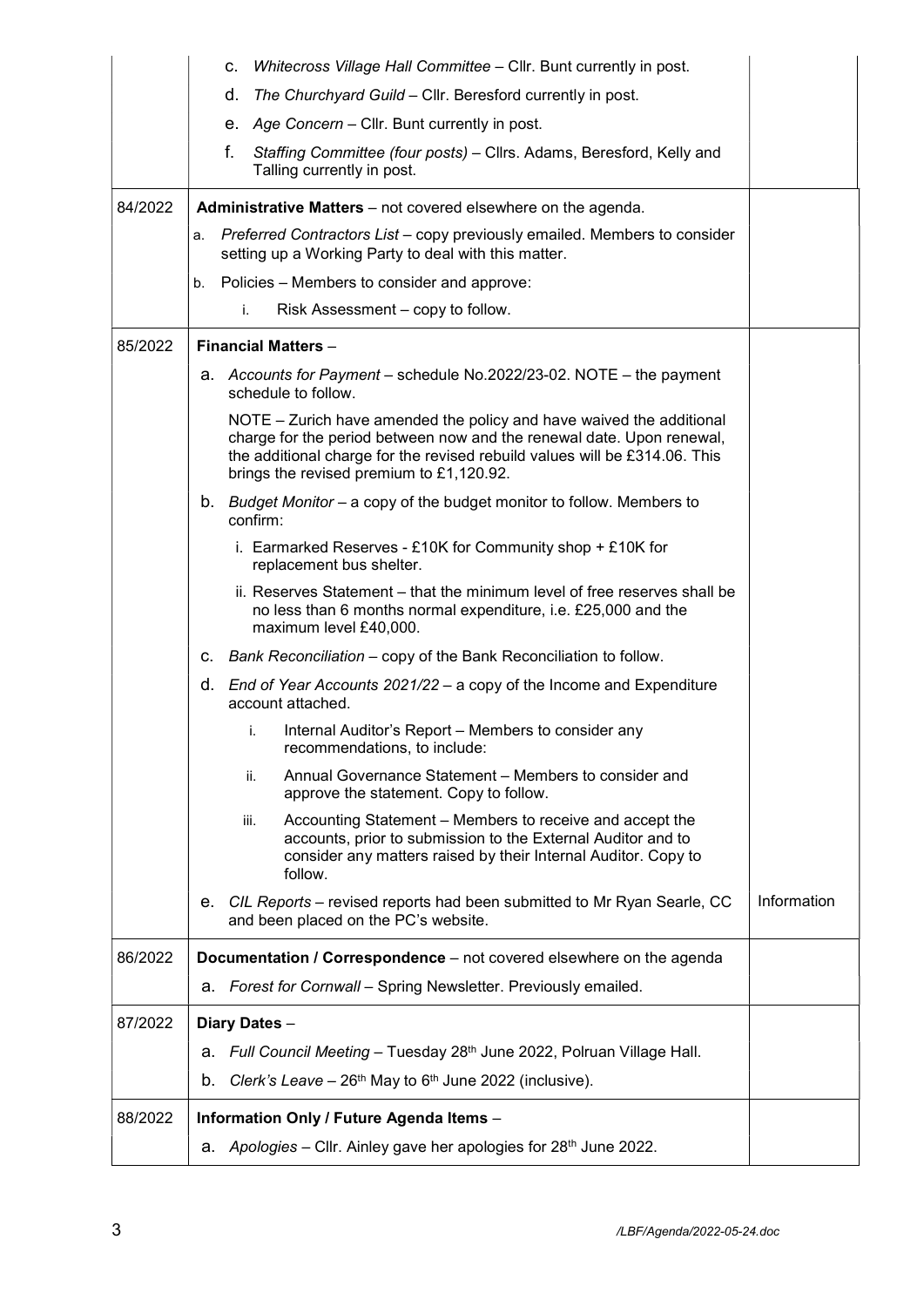| | | |
|---|---|---|
| | c. *Whitecross Village Hall Committee* – Cllr. Bunt currently in post.<br>d. *The Churchyard Guild* – Cllr. Beresford currently in post.<br>e. *Age Concern* – Cllr. Bunt currently in post.<br>f. *Staffing Committee (four posts)* – Cllrs. Adams, Beresford, Kelly and Talling currently in post. | |
| 84/2022 | **Administrative Matters** – not covered elsewhere on the agenda.<br>a. *Preferred Contractors List* – copy previously emailed. Members to consider setting up a Working Party to deal with this matter.<br>b. Policies – Members to consider and approve:<br>i. Risk Assessment – copy to follow. | |
| 85/2022 | **Financial Matters** –<br>a. *Accounts for Payment* – schedule No.2022/23-02. NOTE – the payment schedule to follow.<br>NOTE – Zurich have amended the policy and have waived the additional charge for the period between now and the renewal date. Upon renewal, the additional charge for the revised rebuild values will be £314.06. This brings the revised premium to £1,120.92.<br>b. *Budget Monitor* – a copy of the budget monitor to follow. Members to confirm:<br>i. Earmarked Reserves - £10K for Community shop + £10K for replacement bus shelter.<br>ii. Reserves Statement – that the minimum level of free reserves shall be no less than 6 months normal expenditure, i.e. £25,000 and the maximum level £40,000.<br>c. *Bank Reconciliation* – copy of the Bank Reconciliation to follow.<br>d. *End of Year Accounts 2021/22* – a copy of the Income and Expenditure account attached.<br>i. Internal Auditor's Report – Members to consider any recommendations, to include:<br>ii. Annual Governance Statement – Members to consider and approve the statement. Copy to follow.<br>iii. Accounting Statement – Members to receive and accept the accounts, prior to submission to the External Auditor and to consider any matters raised by their Internal Auditor. Copy to follow. | |
| | e. *CIL Reports* – revised reports had been submitted to Mr Ryan Searle, CC and been placed on the PC's website. | Information |
| 86/2022 | **Documentation / Correspondence** – not covered elsewhere on the agenda<br>a. *Forest for Cornwall* – Spring Newsletter. Previously emailed. | |
| 87/2022 | **Diary Dates** –<br>a. *Full Council Meeting* – Tuesday 28th June 2022, Polruan Village Hall.<br>b. *Clerk's Leave* – 26th May to 6th June 2022 (inclusive). | |
| 88/2022 | **Information Only / Future Agenda Items** –<br>a. *Apologies* – Cllr. Ainley gave her apologies for 28th June 2022. | |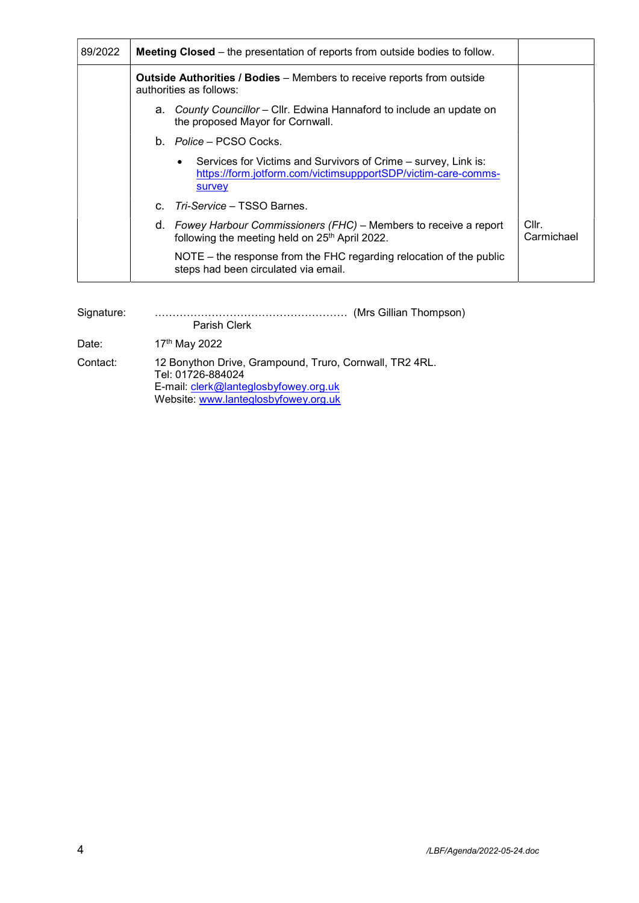| | | |
|---|---|---|
| 89/2022 | **Meeting Closed** – the presentation of reports from outside bodies to follow. | |
| | **Outside Authorities / Bodies** – Members to receive reports from outside authorities as follows:<br><br>a. *County Councillor* – Cllr. Edwina Hannaford to include an update on the proposed Mayor for Cornwall.<br><br>b. *Police* – PCSO Cocks.<br><br>• Services for Victims and Survivors of Crime – survey, Link is: https://form.jotform.com/victimsuppportSDP/victim-care-comms-survey<br><br>c. *Tri-Service* – TSSO Barnes.<br><br>d. *Fowey Harbour Commissioners (FHC)* – Members to receive a report following the meeting held on 25th April 2022.<br><br>NOTE – the response from the FHC regarding relocation of the public steps had been circulated via email. | Cllr. Carmichael |

Signature: ……………………………………………… (Mrs Gillian Thompson)
Parish Clerk

Date: 17th May 2022

Contact: 12 Bonython Drive, Grampound, Truro, Cornwall, TR2 4RL.
Tel: 01726-884024
E-mail: clerk@lanteglosbyfowey.org.uk
Website: www.lanteglosbyfowey.org.uk